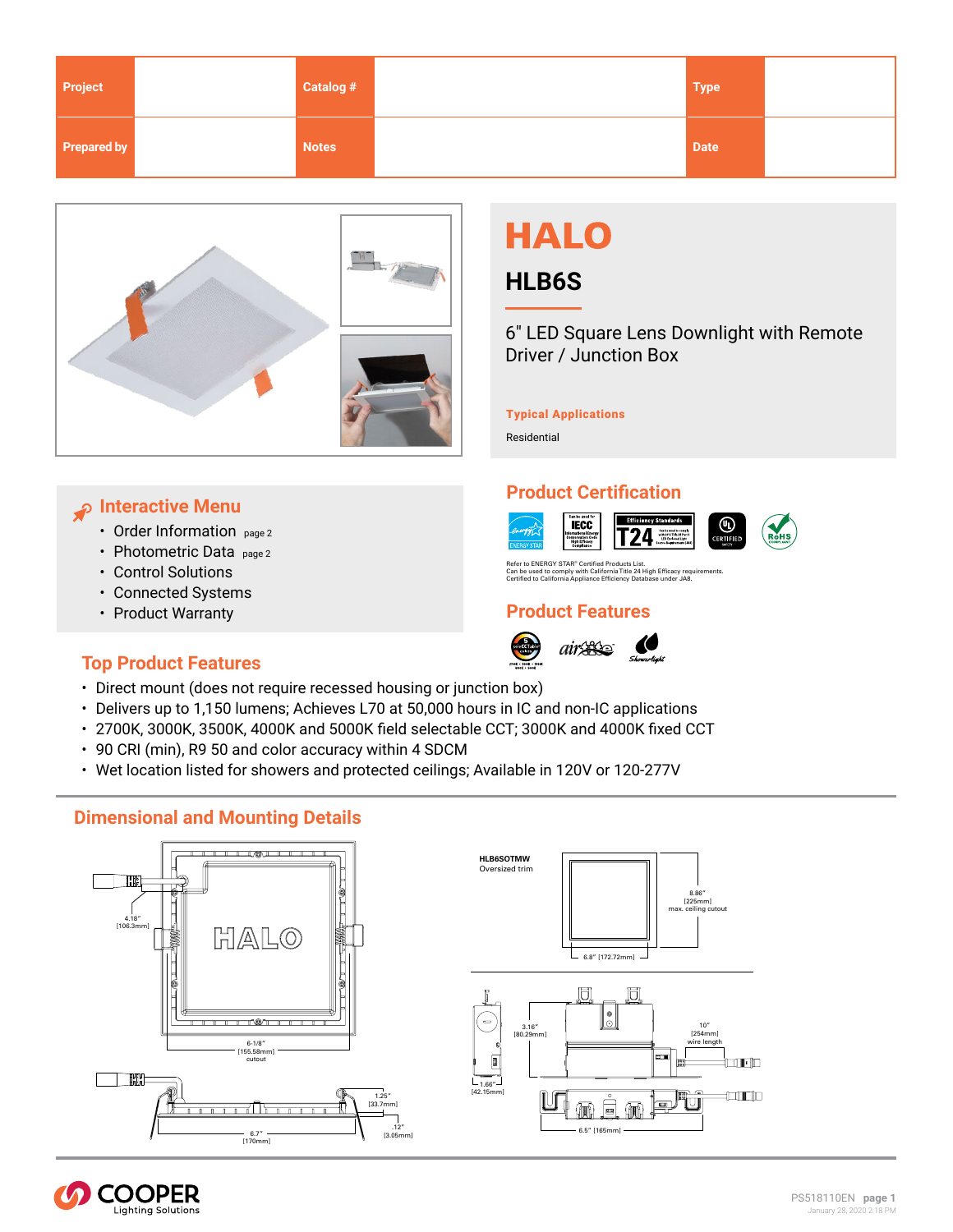| Project | | Catalog # | | Type | |
|---|---|---|---|---|---|
| Prepared by | | Notes | | Date | |

# HALO

## HLB6S

6" LED Square Lens Downlight with Remote Driver / Junction Box

**Typical Applications**

Residential

## Interactive Menu

- Order Information page 2
- Photometric Data page 2
- Control Solutions
- Connected Systems
- Product Warranty

## Product Certification

Refer to ENERGY STAR® Certified Products List.
Can be used to comply with California Title 24 High Efficacy requirements.
Certified to California Appliance Efficiency Database under JA8.

## Product Features

## Top Product Features

- Direct mount (does not require recessed housing or junction box)
- Delivers up to 1,150 lumens; Achieves L70 at 50,000 hours in IC and non-IC applications
- 2700K, 3000K, 3500K, 4000K and 5000K field selectable CCT; 3000K and 4000K fixed CCT
- 90 CRI (min), R9 50 and color accuracy within 4 SDCM
- Wet location listed for showers and protected ceilings; Available in 120V or 120-277V

## Dimensional and Mounting Details

4.18" [106.3mm]
6-1/8" [155.58mm] cutout
1.25" [33.7mm]
6.7" [170mm]
.12" [3.05mm]

HLB6SOTMW
Oversized trim
8.86" [225mm] max. ceiling cutout
6.8" [172.72mm]

3.16" [80.29mm]
1.66" [42.15mm]
10" [254mm] wire length
6.5" [165mm]

PS518110EN
January 28, 2020 2:18 PM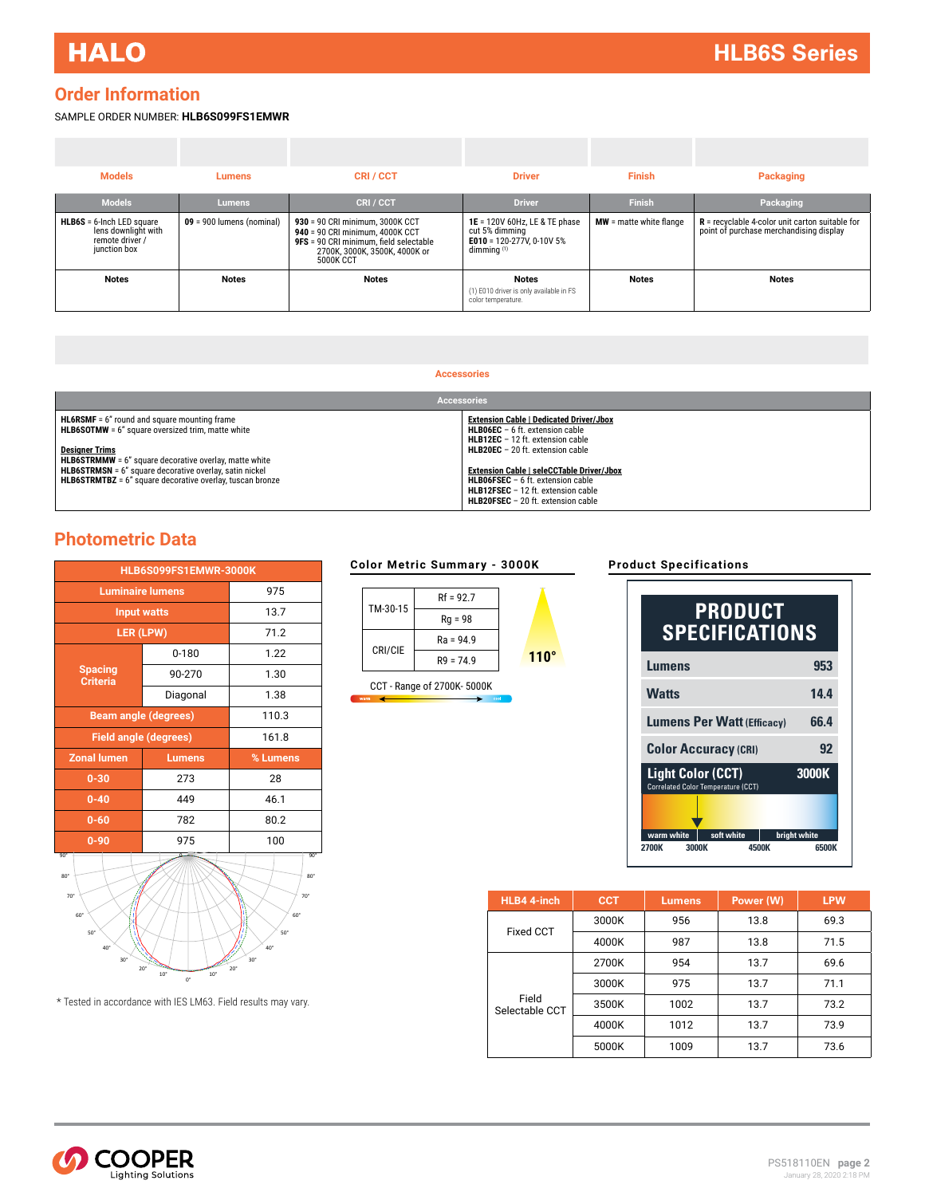## Order Information

SAMPLE ORDER NUMBER: **HLB6S099FS1EMWR**

| Models | Lumens | CRI / CCT | Driver | Finish | Packaging |
|---|---|---|---|---|---|
| **HLB6S** = 6-Inch LED square lens downlight with remote driver / junction box | **09** = 900 lumens (nominal) | **930** = 90 CRI minimum, 3000K CCT<br>**940** = 90 CRI minimum, 4000K CCT<br>**9FS** = 90 CRI minimum, field selectable 2700K, 3000K, 3500K, 4000K or 5000K CCT | **1E** = 120V 60Hz, LE & TE phase cut 5% dimming<br>**E010** = 120-277V, 0-10V 5% dimming (1) | **MW** = matte white flange | **R** = recyclable 4-color unit carton suitable for point of purchase merchandising display |
| **Notes** | **Notes** | **Notes** | **Notes**<br>(1) E010 driver is only available in FS color temperature. | **Notes** | **Notes** |

### Accessories

| Accessories | |
|---|---|
| **HL6RSMF** = 6" round and square mounting frame<br>**HLB6SOTMW** = 6" square oversized trim, matte white<br><br>**Designer Trims**<br>**HLB6STRMMW** = 6" square decorative overlay, matte white<br>**HLB6STRMSN** = 6" square decorative overlay, satin nickel<br>**HLB6STRMTBZ** = 6" square decorative overlay, tuscan bronze | **Extension Cable \| Dedicated Driver/Jbox**<br>**HLB06EC** – 6 ft. extension cable<br>**HLB12EC** – 12 ft. extension cable<br>**HLB20EC** – 20 ft. extension cable<br><br>**Extension Cable \| seleCCTable Driver/Jbox**<br>**HLB06FSEC** – 6 ft. extension cable<br>**HLB12FSEC** – 12 ft. extension cable<br>**HLB20FSEC** – 20 ft. extension cable |

## Photometric Data

| HLB6S099FS1EMWR-3000K | | |
|---|---|---|
| Luminaire lumens | | 975 |
| Input watts | | 13.7 |
| LER (LPW) | | 71.2 |
| Spacing Criteria | 0-180 | 1.22 |
| | 90-270 | 1.30 |
| | Diagonal | 1.38 |
| Beam angle (degrees) | | 110.3 |
| Field angle (degrees) | | 161.8 |
| Zonal lumen | Lumens | % Lumens |
| 0-30 | 273 | 28 |
| 0-40 | 449 | 46.1 |
| 0-60 | 782 | 80.2 |
| 0-90 | 975 | 100 |

\* Tested in accordance with IES LM63. Field results may vary.

### Color Metric Summary - 3000K

| | |
|---|---|
| TM-30-15 | Rf = 92.7 |
| | Rg = 98 |
| CRI/CIE | Ra = 94.9 |
| | R9 = 74.9 |

110°

CCT - Range of 2700K- 5000K

### Product Specifications

| PRODUCT SPECIFICATIONS | |
|---|---|
| Lumens | 953 |
| Watts | 14.4 |
| Lumens Per Watt (Efficacy) | 66.4 |
| Color Accuracy (CRI) | 92 |
| Light Color (CCT) | 3000K |

Correlated Color Temperature (CCT): warm white · soft white · bright white — 2700K, 3000K, 4500K, 6500K

| HLB4 4-inch | CCT | Lumens | Power (W) | LPW |
|---|---|---|---|---|
| Fixed CCT | 3000K | 956 | 13.8 | 69.3 |
| | 4000K | 987 | 13.8 | 71.5 |
| Field Selectable CCT | 2700K | 954 | 13.7 | 69.6 |
| | 3000K | 975 | 13.7 | 71.1 |
| | 3500K | 1002 | 13.7 | 73.2 |
| | 4000K | 1012 | 13.7 | 73.9 |
| | 5000K | 1009 | 13.7 | 73.6 |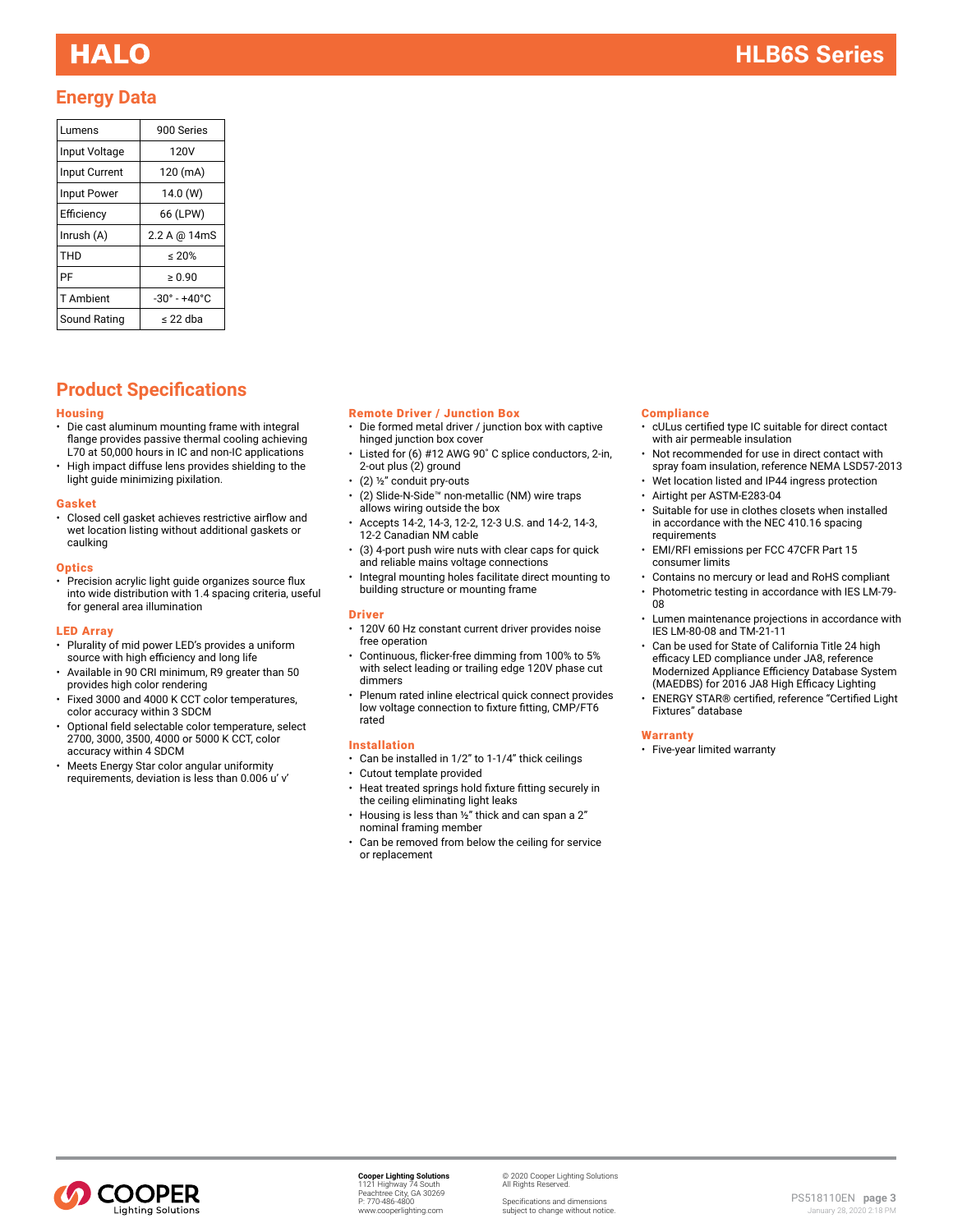## Energy Data

| | |
|---|---|
| Lumens | 900 Series |
| Input Voltage | 120V |
| Input Current | 120 (mA) |
| Input Power | 14.0 (W) |
| Efficiency | 66 (LPW) |
| Inrush (A) | 2.2 A @ 14mS |
| THD | ≤ 20% |
| PF | ≥ 0.90 |
| T Ambient | -30° - +40°C |
| Sound Rating | ≤ 22 dba |

## Product Specifications

### Housing

- Die cast aluminum mounting frame with integral flange provides passive thermal cooling achieving L70 at 50,000 hours in IC and non-IC applications
- High impact diffuse lens provides shielding to the light guide minimizing pixilation.

### Gasket

- Closed cell gasket achieves restrictive airflow and wet location listing without additional gaskets or caulking

### Optics

- Precision acrylic light guide organizes source flux into wide distribution with 1.4 spacing criteria, useful for general area illumination

### LED Array

- Plurality of mid power LED's provides a uniform source with high efficiency and long life
- Available in 90 CRI minimum, R9 greater than 50 provides high color rendering
- Fixed 3000 and 4000 K CCT color temperatures, color accuracy within 3 SDCM
- Optional field selectable color temperature, select 2700, 3000, 3500, 4000 or 5000 K CCT, color accuracy within 4 SDCM
- Meets Energy Star color angular uniformity requirements, deviation is less than 0.006 u' v'

### Remote Driver / Junction Box

- Die formed metal driver / junction box with captive hinged junction box cover
- Listed for (6) #12 AWG 90˚ C splice conductors, 2-in, 2-out plus (2) ground
- (2) ½" conduit pry-outs
- (2) Slide-N-Side™ non-metallic (NM) wire traps allows wiring outside the box
- Accepts 14-2, 14-3, 12-2, 12-3 U.S. and 14-2, 14-3, 12-2 Canadian NM cable
- (3) 4-port push wire nuts with clear caps for quick and reliable mains voltage connections
- Integral mounting holes facilitate direct mounting to building structure or mounting frame

### Driver

- 120V 60 Hz constant current driver provides noise free operation
- Continuous, flicker-free dimming from 100% to 5% with select leading or trailing edge 120V phase cut dimmers
- Plenum rated inline electrical quick connect provides low voltage connection to fixture fitting, CMP/FT6 rated

### Installation

- Can be installed in 1/2" to 1-1/4" thick ceilings
- Cutout template provided
- Heat treated springs hold fixture fitting securely in the ceiling eliminating light leaks
- Housing is less than ½" thick and can span a 2" nominal framing member
- Can be removed from below the ceiling for service or replacement

### Compliance

- cULus certified type IC suitable for direct contact with air permeable insulation
- Not recommended for use in direct contact with spray foam insulation, reference NEMA LSD57-2013
- Wet location listed and IP44 ingress protection
- Airtight per ASTM-E283-04
- Suitable for use in clothes closets when installed in accordance with the NEC 410.16 spacing requirements
- EMI/RFI emissions per FCC 47CFR Part 15 consumer limits
- Contains no mercury or lead and RoHS compliant
- Photometric testing in accordance with IES LM-79-08
- Lumen maintenance projections in accordance with IES LM-80-08 and TM-21-11
- Can be used for State of California Title 24 high efficacy LED compliance under JA8, reference Modernized Appliance Efficiency Database System (MAEDBS) for 2016 JA8 High Efficacy Lighting
- ENERGY STAR® certified, reference "Certified Light Fixtures" database

### Warranty

- Five-year limited warranty

**Cooper Lighting Solutions**
1121 Highway 74 South
Peachtree City, GA 30269
P: 770-486-4800
www.cooperlighting.com

© 2020 Cooper Lighting Solutions
All Rights Reserved.

Specifications and dimensions subject to change without notice.

PS518110EN
January 28, 2020 2:18 PM